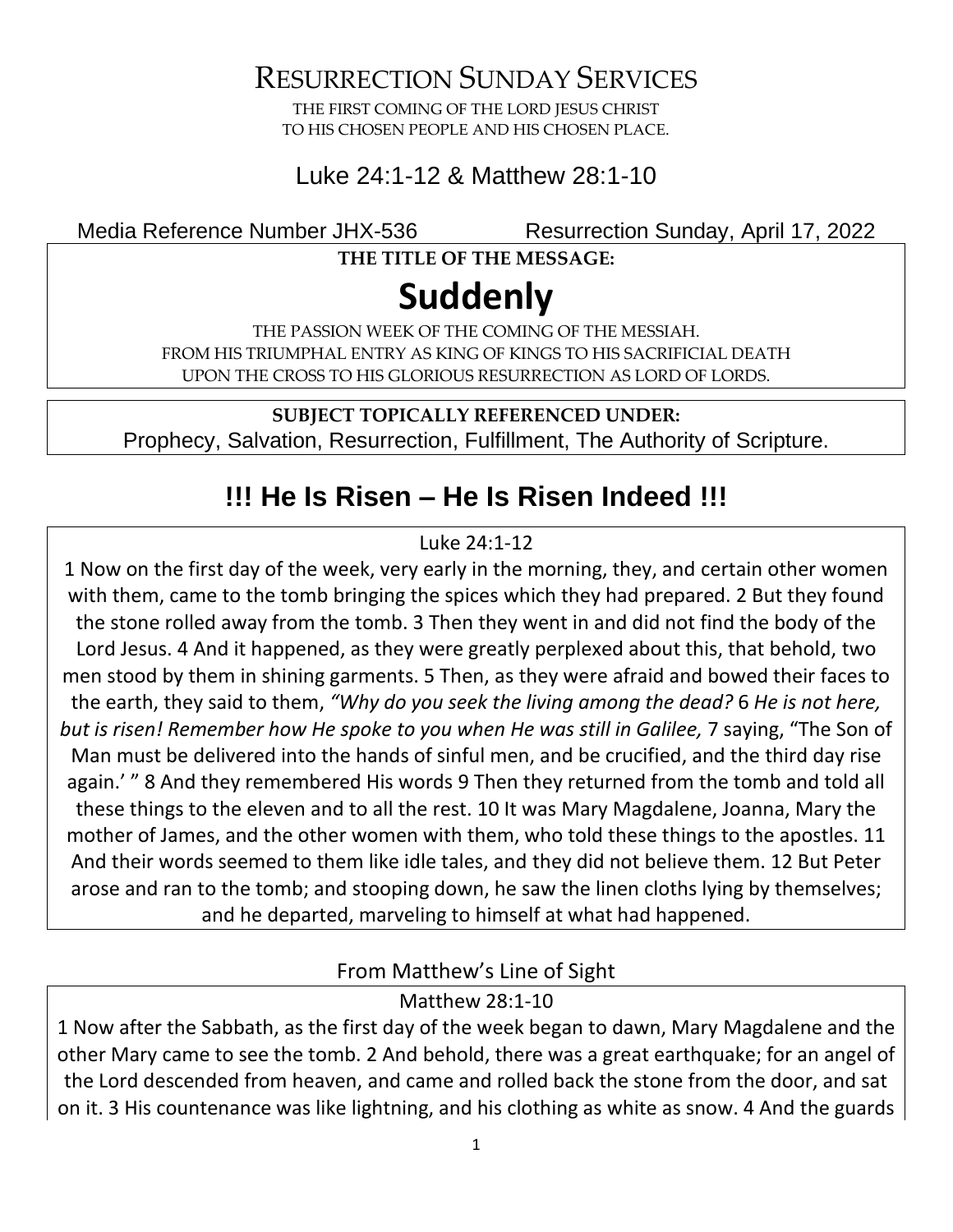# Resurrection Sunday Services

THE FIRST COMING OF THE LORD JESUS CHRIST
TO HIS CHOSEN PEOPLE AND HIS CHOSEN PLACE.

## Luke 24:1-12 & Matthew 28:1-10

Media Reference Number JHX-536 Resurrection Sunday, April 17, 2022

**THE TITLE OF THE MESSAGE:**

# Suddenly

THE PASSION WEEK OF THE COMING OF THE MESSIAH.
FROM HIS TRIUMPHAL ENTRY AS KING OF KINGS TO HIS SACRIFICIAL DEATH
UPON THE CROSS TO HIS GLORIOUS RESURRECTION AS LORD OF LORDS.

**SUBJECT TOPICALLY REFERENCED UNDER:**
Prophecy, Salvation, Resurrection, Fulfillment, The Authority of Scripture.

## !!! He Is Risen – He Is Risen Indeed !!!

Luke 24:1-12

1 Now on the first day of the week, very early in the morning, they, and certain other women with them, came to the tomb bringing the spices which they had prepared. 2 But they found the stone rolled away from the tomb. 3 Then they went in and did not find the body of the Lord Jesus. 4 And it happened, as they were greatly perplexed about this, that behold, two men stood by them in shining garments. 5 Then, as they were afraid and bowed their faces to the earth, they said to them, *"Why do you seek the living among the dead?* 6 *He is not here, but is risen! Remember how He spoke to you when He was still in Galilee,* 7 saying, "The Son of Man must be delivered into the hands of sinful men, and be crucified, and the third day rise again.' " 8 And they remembered His words 9 Then they returned from the tomb and told all these things to the eleven and to all the rest. 10 It was Mary Magdalene, Joanna, Mary the mother of James, and the other women with them, who told these things to the apostles. 11 And their words seemed to them like idle tales, and they did not believe them. 12 But Peter arose and ran to the tomb; and stooping down, he saw the linen cloths lying by themselves; and he departed, marveling to himself at what had happened.

From Matthew's Line of Sight

Matthew 28:1-10

1 Now after the Sabbath, as the first day of the week began to dawn, Mary Magdalene and the other Mary came to see the tomb. 2 And behold, there was a great earthquake; for an angel of the Lord descended from heaven, and came and rolled back the stone from the door, and sat on it. 3 His countenance was like lightning, and his clothing as white as snow. 4 And the guards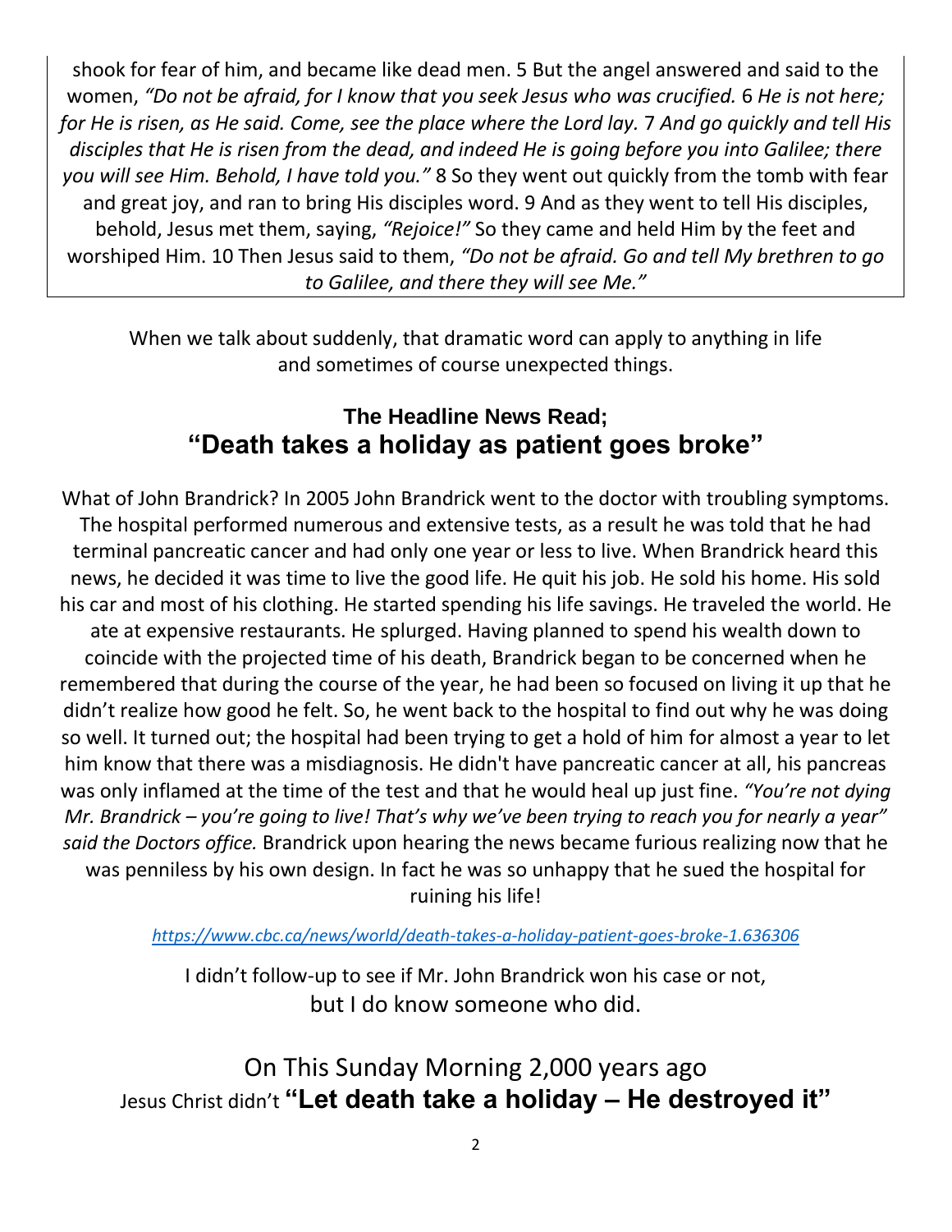shook for fear of him, and became like dead men. 5 But the angel answered and said to the women, *"Do not be afraid, for I know that you seek Jesus who was crucified.* 6 *He is not here; for He is risen, as He said. Come, see the place where the Lord lay.* 7 *And go quickly and tell His disciples that He is risen from the dead, and indeed He is going before you into Galilee; there you will see Him. Behold, I have told you."* 8 So they went out quickly from the tomb with fear and great joy, and ran to bring His disciples word. 9 And as they went to tell His disciples, behold, Jesus met them, saying, *"Rejoice!"* So they came and held Him by the feet and worshiped Him. 10 Then Jesus said to them, *"Do not be afraid. Go and tell My brethren to go to Galilee, and there they will see Me."*

When we talk about suddenly, that dramatic word can apply to anything in life and sometimes of course unexpected things.

## The Headline News Read;
## "Death takes a holiday as patient goes broke"

What of John Brandrick? In 2005 John Brandrick went to the doctor with troubling symptoms. The hospital performed numerous and extensive tests, as a result he was told that he had terminal pancreatic cancer and had only one year or less to live. When Brandrick heard this news, he decided it was time to live the good life. He quit his job. He sold his home. His sold his car and most of his clothing. He started spending his life savings. He traveled the world. He ate at expensive restaurants. He splurged. Having planned to spend his wealth down to coincide with the projected time of his death, Brandrick began to be concerned when he remembered that during the course of the year, he had been so focused on living it up that he didn't realize how good he felt. So, he went back to the hospital to find out why he was doing so well. It turned out; the hospital had been trying to get a hold of him for almost a year to let him know that there was a misdiagnosis. He didn't have pancreatic cancer at all, his pancreas was only inflamed at the time of the test and that he would heal up just fine. *"You're not dying Mr. Brandrick – you're going to live! That's why we've been trying to reach you for nearly a year" said the Doctors office.* Brandrick upon hearing the news became furious realizing now that he was penniless by his own design. In fact he was so unhappy that he sued the hospital for ruining his life!

*https://www.cbc.ca/news/world/death-takes-a-holiday-patient-goes-broke-1.636306*

I didn't follow-up to see if Mr. John Brandrick won his case or not, but I do know someone who did.

On This Sunday Morning 2,000 years ago
Jesus Christ didn't **"Let death take a holiday – He destroyed it"**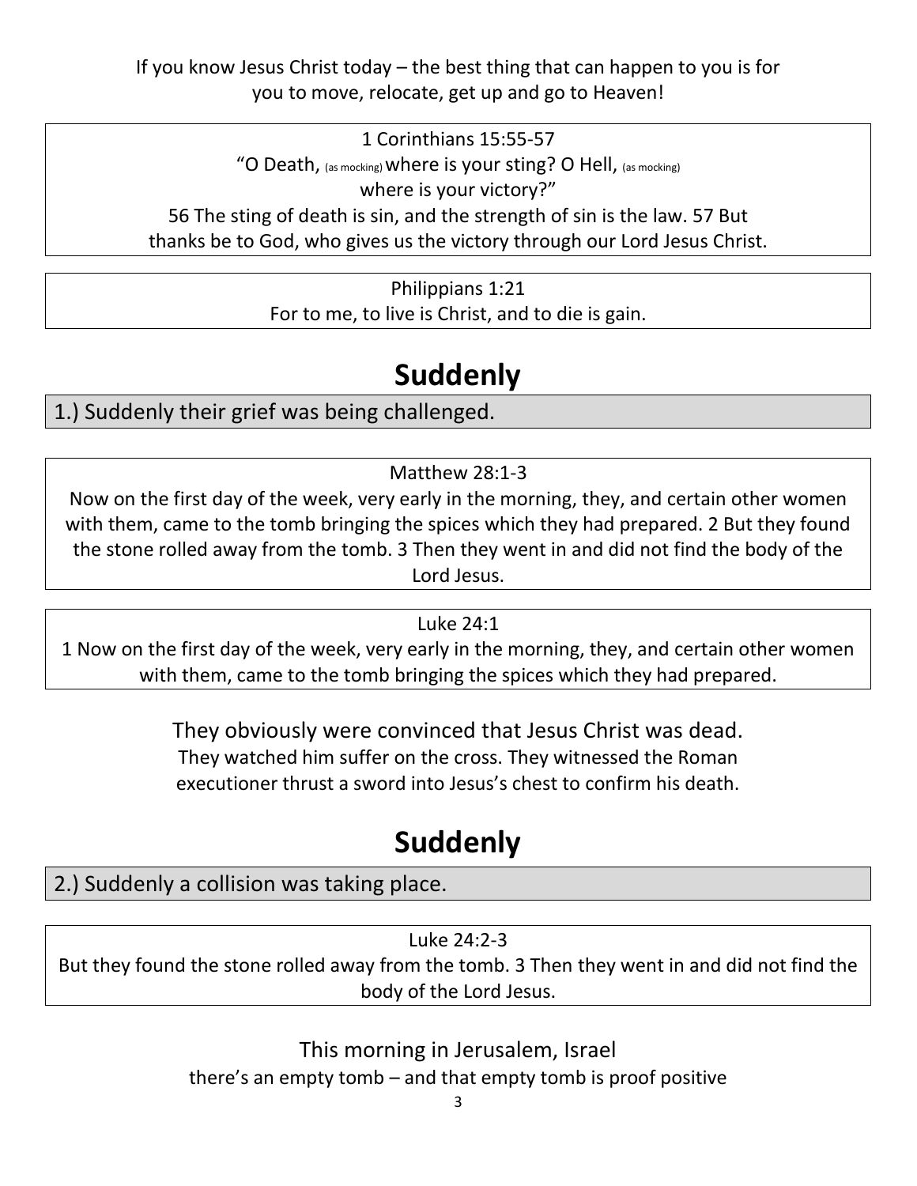If you know Jesus Christ today – the best thing that can happen to you is for you to move, relocate, get up and go to Heaven!

> 1 Corinthians 15:55-57
> "O Death, (as mocking) where is your sting? O Hell, (as mocking) where is your victory?"
> 56 The sting of death is sin, and the strength of sin is the law. 57 But thanks be to God, who gives us the victory through our Lord Jesus Christ.

> Philippians 1:21
> For to me, to live is Christ, and to die is gain.

# Suddenly

## 1.) Suddenly their grief was being challenged.

> Matthew 28:1-3
> Now on the first day of the week, very early in the morning, they, and certain other women with them, came to the tomb bringing the spices which they had prepared. 2 But they found the stone rolled away from the tomb. 3 Then they went in and did not find the body of the Lord Jesus.

> Luke 24:1
> 1 Now on the first day of the week, very early in the morning, they, and certain other women with them, came to the tomb bringing the spices which they had prepared.

They obviously were convinced that Jesus Christ was dead.

They watched him suffer on the cross. They witnessed the Roman executioner thrust a sword into Jesus's chest to confirm his death.

# Suddenly

## 2.) Suddenly a collision was taking place.

> Luke 24:2-3
> But they found the stone rolled away from the tomb. 3 Then they went in and did not find the body of the Lord Jesus.

This morning in Jerusalem, Israel

there's an empty tomb – and that empty tomb is proof positive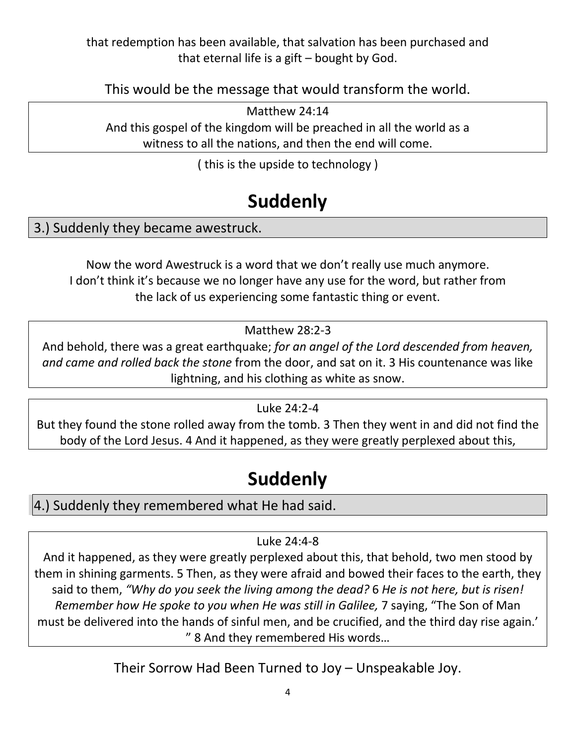that redemption has been available, that salvation has been purchased and that eternal life is a gift – bought by God.

This would be the message that would transform the world.

> Matthew 24:14
> And this gospel of the kingdom will be preached in all the world as a witness to all the nations, and then the end will come.

( this is the upside to technology )

# Suddenly

## 3.) Suddenly they became awestruck.

Now the word Awestruck is a word that we don't really use much anymore. I don't think it's because we no longer have any use for the word, but rather from the lack of us experiencing some fantastic thing or event.

> Matthew 28:2-3
> And behold, there was a great earthquake; *for an angel of the Lord descended from heaven, and came and rolled back the stone* from the door, and sat on it. 3 His countenance was like lightning, and his clothing as white as snow.

> Luke 24:2-4
> But they found the stone rolled away from the tomb. 3 Then they went in and did not find the body of the Lord Jesus. 4 And it happened, as they were greatly perplexed about this,

# Suddenly

## 4.) Suddenly they remembered what He had said.

> Luke 24:4-8
> And it happened, as they were greatly perplexed about this, that behold, two men stood by them in shining garments. 5 Then, as they were afraid and bowed their faces to the earth, they said to them, *"Why do you seek the living among the dead?* 6 *He is not here, but is risen! Remember how He spoke to you when He was still in Galilee,* 7 saying, "The Son of Man must be delivered into the hands of sinful men, and be crucified, and the third day rise again.' " 8 And they remembered His words…

Their Sorrow Had Been Turned to Joy – Unspeakable Joy.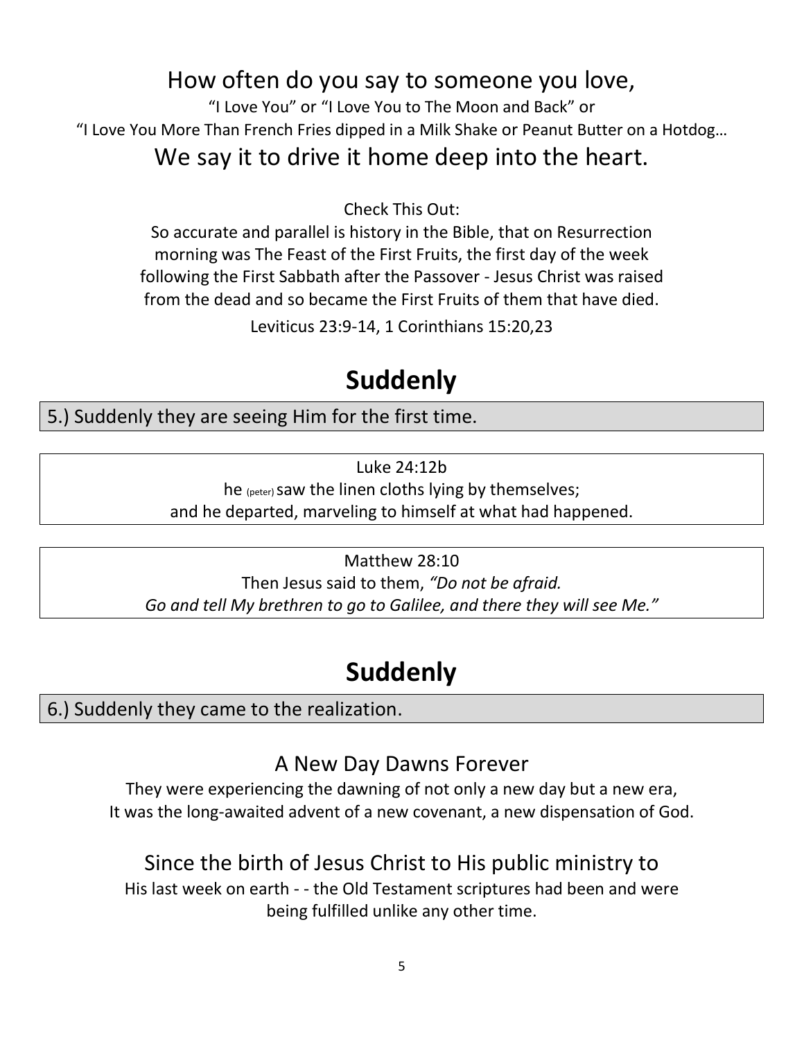## How often do you say to someone you love,

"I Love You" or "I Love You to The Moon and Back" or

"I Love You More Than French Fries dipped in a Milk Shake or Peanut Butter on a Hotdog…

## We say it to drive it home deep into the heart.

Check This Out:

So accurate and parallel is history in the Bible, that on Resurrection morning was The Feast of the First Fruits, the first day of the week following the First Sabbath after the Passover - Jesus Christ was raised from the dead and so became the First Fruits of them that have died.

Leviticus 23:9-14, 1 Corinthians 15:20,23

# Suddenly

5.) Suddenly they are seeing Him for the first time.

Luke 24:12b

he (peter) saw the linen cloths lying by themselves;
and he departed, marveling to himself at what had happened.

Matthew 28:10

Then Jesus said to them, *"Do not be afraid.*
*Go and tell My brethren to go to Galilee, and there they will see Me."*

# Suddenly

6.) Suddenly they came to the realization.

## A New Day Dawns Forever

They were experiencing the dawning of not only a new day but a new era,
It was the long-awaited advent of a new covenant, a new dispensation of God.

## Since the birth of Jesus Christ to His public ministry to

His last week on earth - - the Old Testament scriptures had been and were being fulfilled unlike any other time.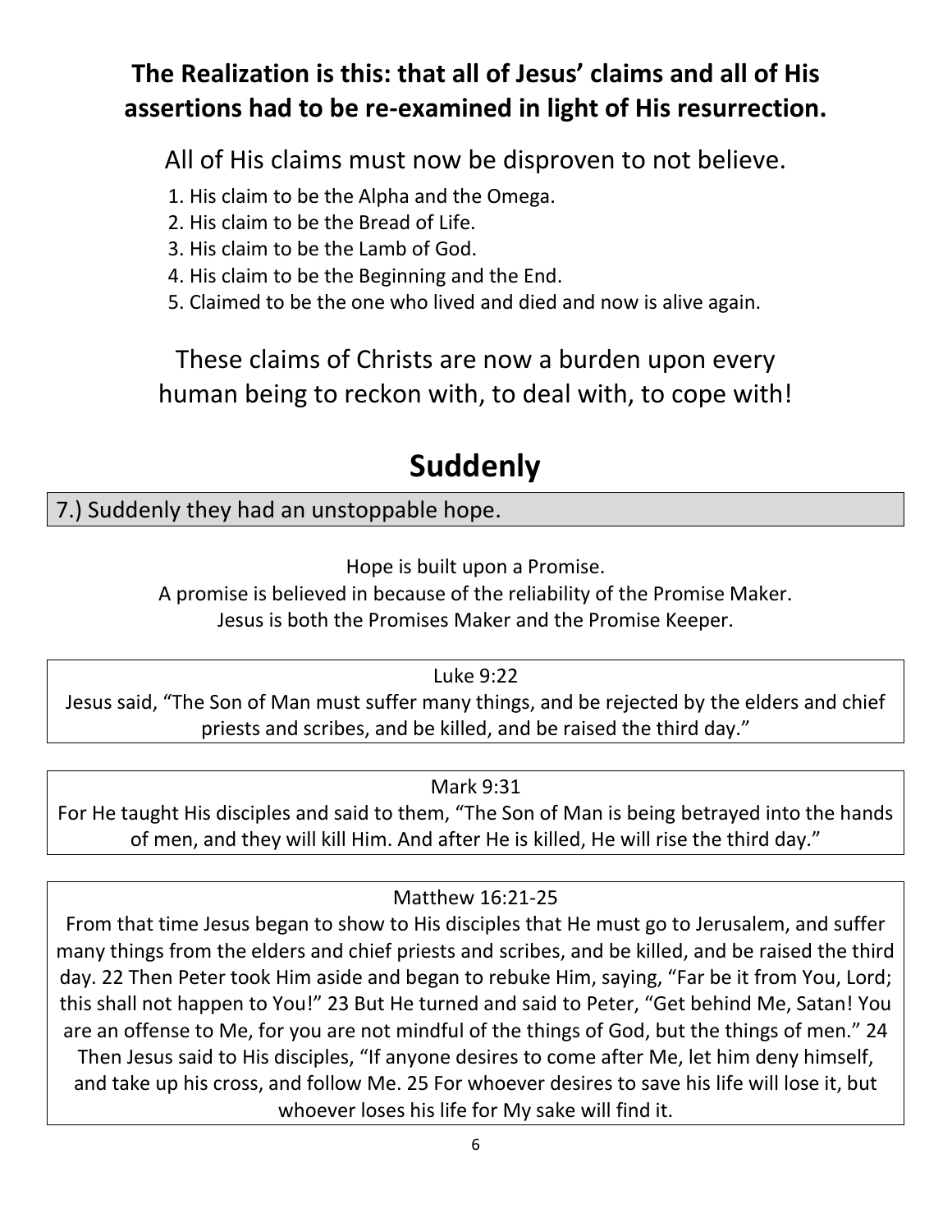**The Realization is this: that all of Jesus' claims and all of His assertions had to be re-examined in light of His resurrection.**

All of His claims must now be disproven to not believe.

1. His claim to be the Alpha and the Omega.
2. His claim to be the Bread of Life.
3. His claim to be the Lamb of God.
4. His claim to be the Beginning and the End.
5. Claimed to be the one who lived and died and now is alive again.

These claims of Christs are now a burden upon every human being to reckon with, to deal with, to cope with!

# Suddenly

7.) Suddenly they had an unstoppable hope.

Hope is built upon a Promise.
A promise is believed in because of the reliability of the Promise Maker.
Jesus is both the Promises Maker and the Promise Keeper.

Luke 9:22
Jesus said, "The Son of Man must suffer many things, and be rejected by the elders and chief priests and scribes, and be killed, and be raised the third day."

Mark 9:31
For He taught His disciples and said to them, "The Son of Man is being betrayed into the hands of men, and they will kill Him. And after He is killed, He will rise the third day."

Matthew 16:21-25
From that time Jesus began to show to His disciples that He must go to Jerusalem, and suffer many things from the elders and chief priests and scribes, and be killed, and be raised the third day. 22 Then Peter took Him aside and began to rebuke Him, saying, "Far be it from You, Lord; this shall not happen to You!" 23 But He turned and said to Peter, "Get behind Me, Satan! You are an offense to Me, for you are not mindful of the things of God, but the things of men." 24 Then Jesus said to His disciples, "If anyone desires to come after Me, let him deny himself, and take up his cross, and follow Me. 25 For whoever desires to save his life will lose it, but whoever loses his life for My sake will find it.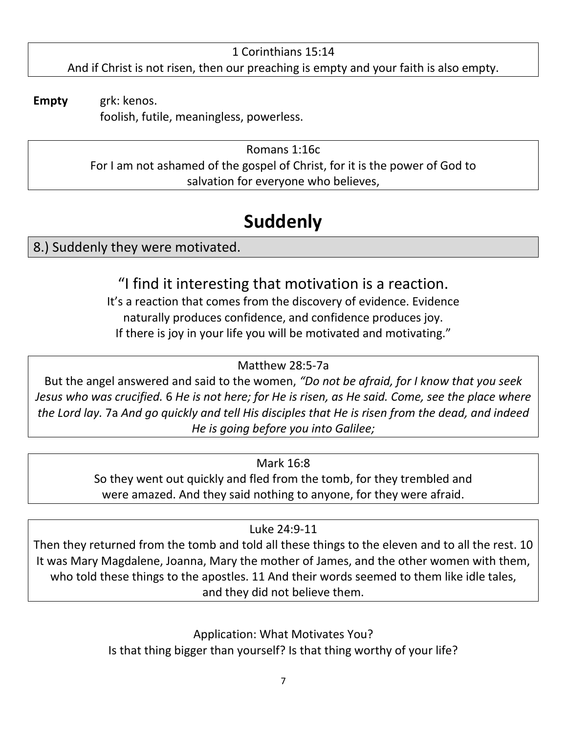1 Corinthians 15:14

And if Christ is not risen, then our preaching is empty and your faith is also empty.

**Empty** grk: kenos.
foolish, futile, meaningless, powerless.

Romans 1:16c

For I am not ashamed of the gospel of Christ, for it is the power of God to salvation for everyone who believes,

# Suddenly

## 8.) Suddenly they were motivated.

"I find it interesting that motivation is a reaction.
It's a reaction that comes from the discovery of evidence. Evidence naturally produces confidence, and confidence produces joy.
If there is joy in your life you will be motivated and motivating."

Matthew 28:5-7a

But the angel answered and said to the women, *"Do not be afraid, for I know that you seek Jesus who was crucified.* 6 *He is not here; for He is risen, as He said. Come, see the place where the Lord lay.* 7a *And go quickly and tell His disciples that He is risen from the dead, and indeed He is going before you into Galilee;*

Mark 16:8

So they went out quickly and fled from the tomb, for they trembled and were amazed. And they said nothing to anyone, for they were afraid.

Luke 24:9-11

Then they returned from the tomb and told all these things to the eleven and to all the rest. 10 It was Mary Magdalene, Joanna, Mary the mother of James, and the other women with them, who told these things to the apostles. 11 And their words seemed to them like idle tales, and they did not believe them.

Application: What Motivates You?
Is that thing bigger than yourself? Is that thing worthy of your life?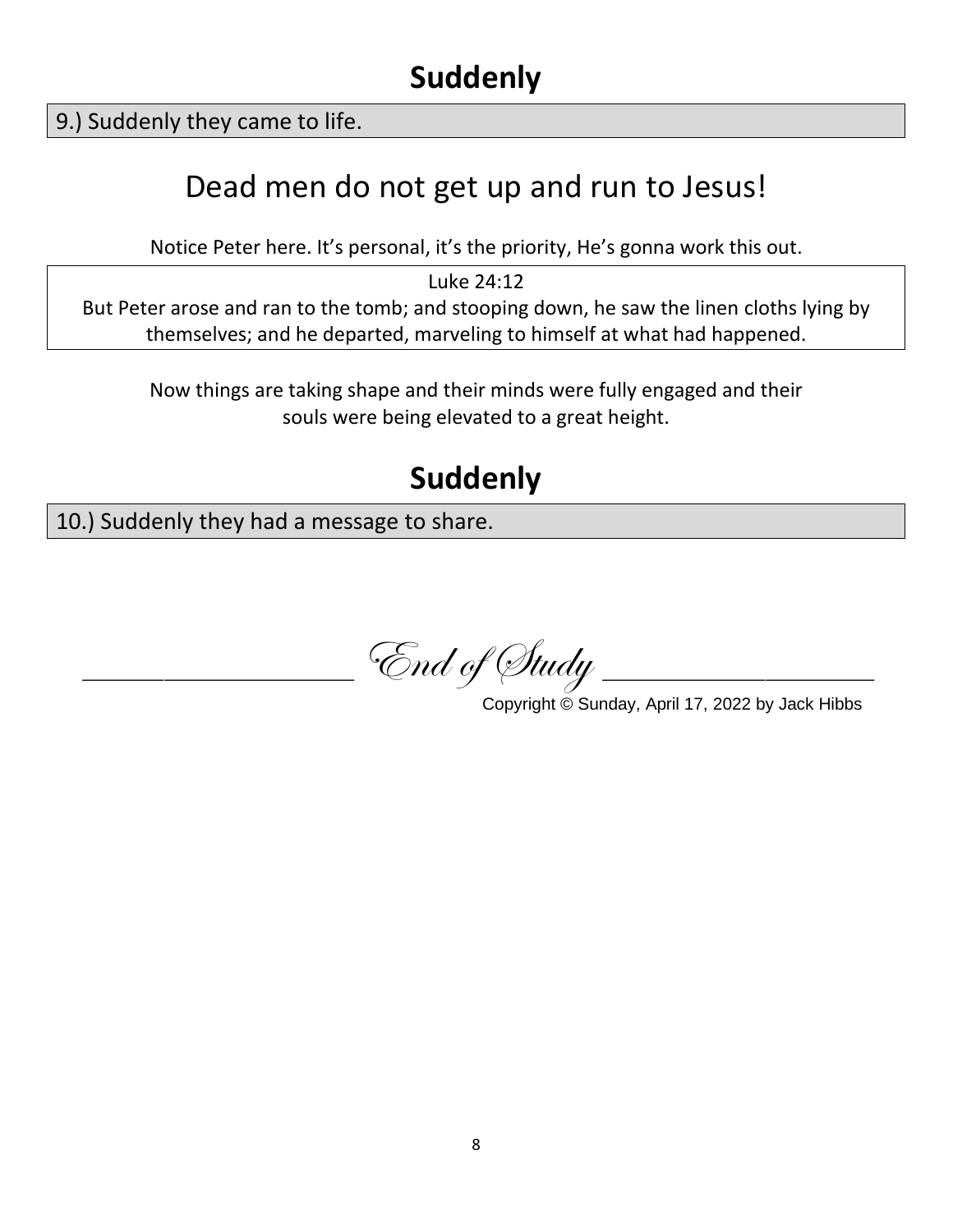## Suddenly

9.) Suddenly they came to life.

# Dead men do not get up and run to Jesus!

Notice Peter here. It's personal, it's the priority, He's gonna work this out.

Luke 24:12
But Peter arose and ran to the tomb; and stooping down, he saw the linen cloths lying by themselves; and he departed, marveling to himself at what had happened.

Now things are taking shape and their minds were fully engaged and their souls were being elevated to a great height.

## Suddenly

10.) Suddenly they had a message to share.

_End of Study_

Copyright © Sunday, April 17, 2022 by Jack Hibbs